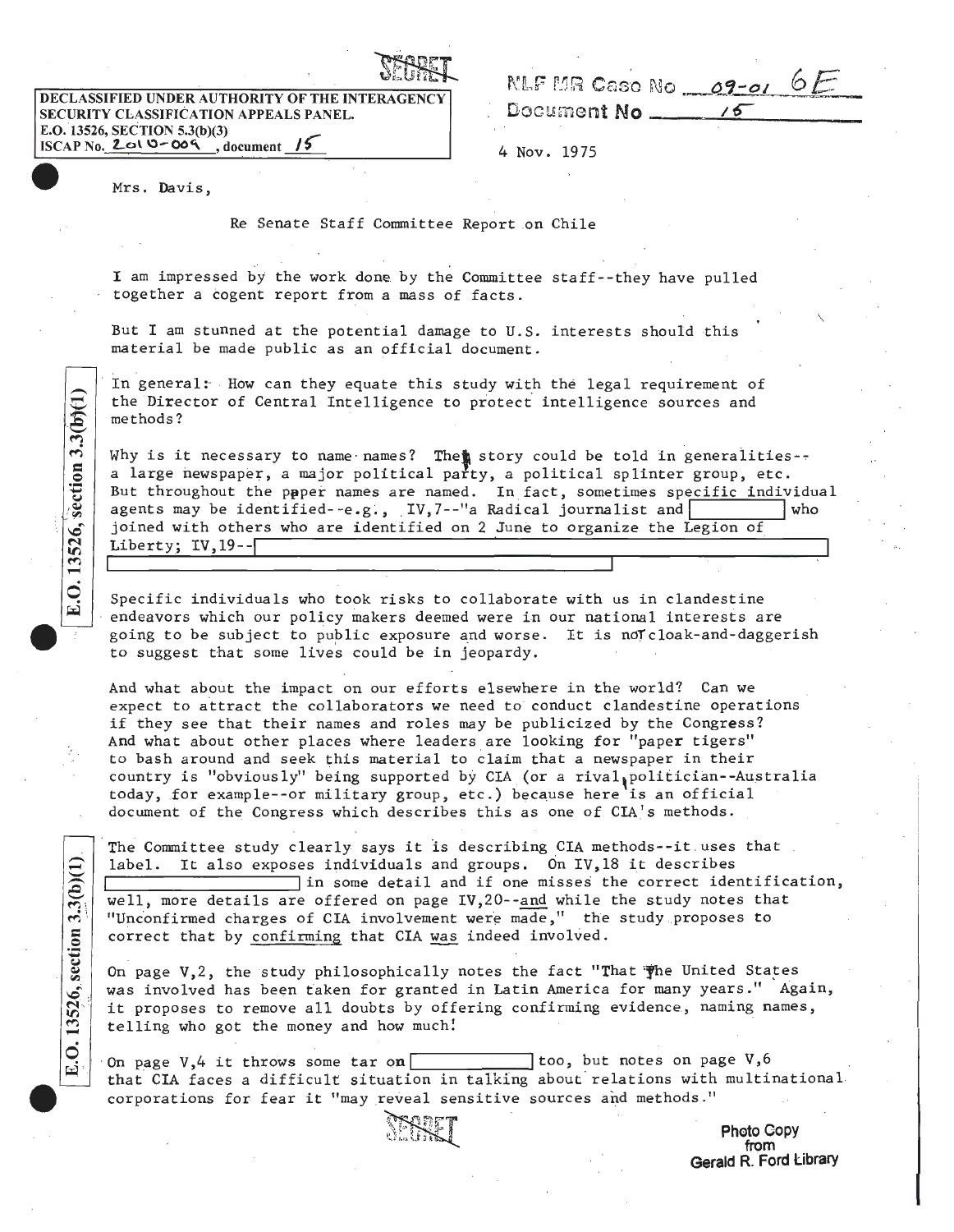SECRET

DECLASSIFIED UNDER AUTHORITY OF THE INTERAGENCY SECURITY CLASSIFICATION APPEALS PANEL.
E.O. 13526, SECTION 5.3(b)(3)
ISCAP No. 2010-009, document 15

NLF MR Case No 09-01 6E
Document No 15

4 Nov. 1975

Mrs. Davis,

Re Senate Staff Committee Report on Chile

I am impressed by the work done by the Committee staff--they have pulled together a cogent report from a mass of facts.

But I am stunned at the potential damage to U.S. interests should this material be made public as an official document.

In general: How can they equate this study with the legal requirement of the Director of Central Intelligence to protect intelligence sources and methods?

Why is it necessary to name names? The story could be told in generalities--a large newspaper, a major political party, a political splinter group, etc. But throughout the paper names are named. In fact, sometimes specific individual agents may be identified--e.g., IV,7--"a Radical journalist and [REDACTED] who joined with others who are identified on 2 June to organize the Legion of Liberty; IV,19--[REDACTED]

E.O. 13526, section 3.3(b)(1)

Specific individuals who took risks to collaborate with us in clandestine endeavors which our policy makers deemed were in our national interests are going to be subject to public exposure and worse. It is not cloak-and-daggerish to suggest that some lives could be in jeopardy.

And what about the impact on our efforts elsewhere in the world? Can we expect to attract the collaborators we need to conduct clandestine operations if they see that their names and roles may be publicized by the Congress? And what about other places where leaders are looking for "paper tigers" to bash around and seek this material to claim that a newspaper in their country is "obviously" being supported by CIA (or a rival politician--Australia today, for example--or military group, etc.) because here is an official document of the Congress which describes this as one of CIA's methods.

The Committee study clearly says it is describing CIA methods--it uses that label. It also exposes individuals and groups. On IV,18 it describes [REDACTED] in some detail and if one misses the correct identification, well, more details are offered on page IV,20--and while the study notes that "Unconfirmed charges of CIA involvement were made," the study proposes to correct that by confirming that CIA was indeed involved.

E.O. 13526, section 3.3(b)(1)

On page V,2, the study philosophically notes the fact "That the United States was involved has been taken for granted in Latin America for many years." Again, it proposes to remove all doubts by offering confirming evidence, naming names, telling who got the money and how much!

On page V,4 it throws some tar on [REDACTED] too, but notes on page V,6 that CIA faces a difficult situation in talking about relations with multinational corporations for fear it "may reveal sensitive sources and methods."

SECRET

Photo Copy from Gerald R. Ford Library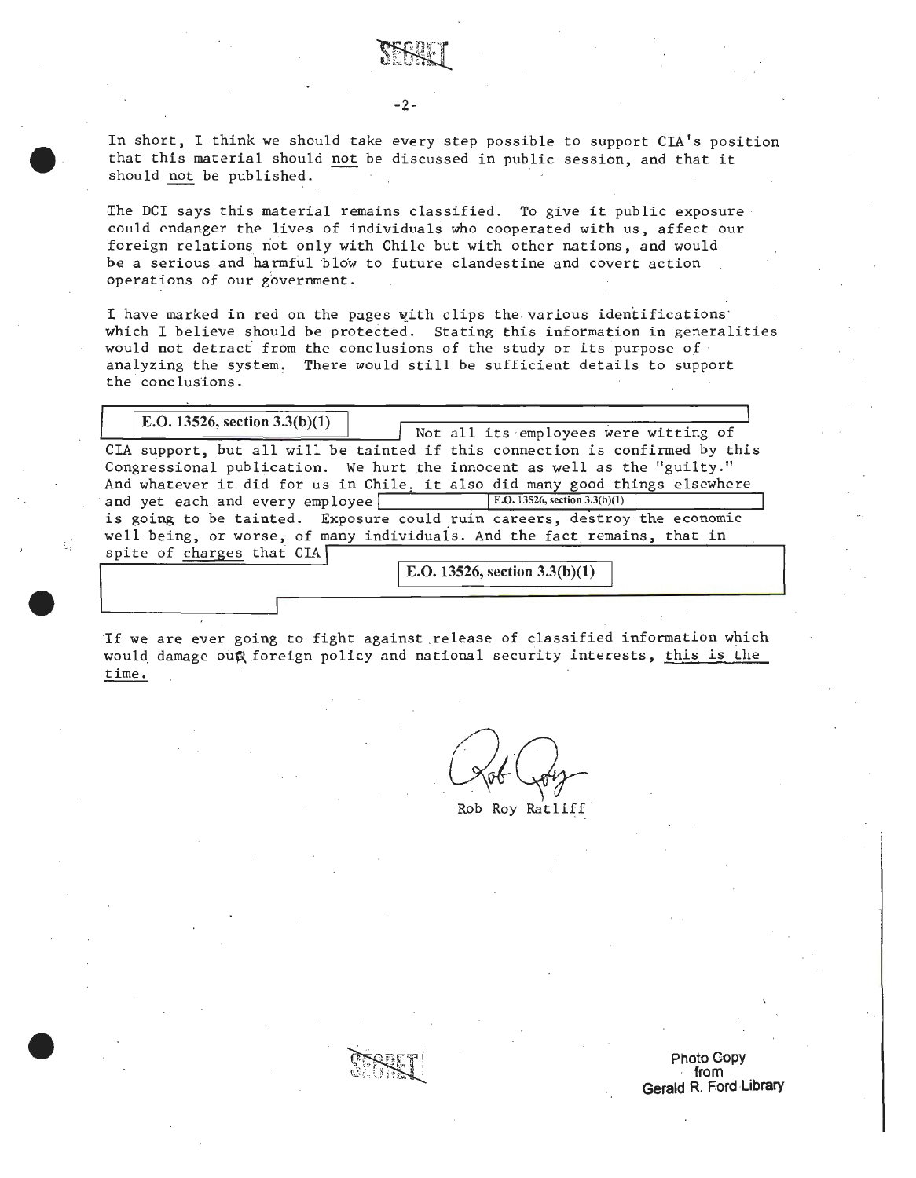In short, I think we should take every step possible to support CIA's position that this material should not be discussed in public session, and that it should not be published.

The DCI says this material remains classified. To give it public exposure could endanger the lives of individuals who cooperated with us, affect our foreign relations not only with Chile but with other nations, and would be a serious and harmful blow to future clandestine and covert action operations of our government.

I have marked in red on the pages with clips the various identifications which I believe should be protected. Stating this information in generalities would not detract from the conclusions of the study or its purpose of analyzing the system. There would still be sufficient details to support the conclusions.

E.O. 13526, section 3.3(b)(1) Not all its employees were witting of CIA support, but all will be tainted if this connection is confirmed by this Congressional publication. We hurt the innocent as well as the "guilty." And whatever it did for us in Chile, it also did many good things elsewhere and yet each and every employee E.O. 13526, section 3.3(b)(1) is going to be tainted. Exposure could ruin careers, destroy the economic well being, or worse, of many individuals. And the fact remains, that in spite of charges that CIA E.O. 13526, section 3.3(b)(1)

If we are ever going to fight against release of classified information which would damage our foreign policy and national security interests, this is the time.

Rob Roy Ratliff

Photo Copy from Gerald R. Ford Library